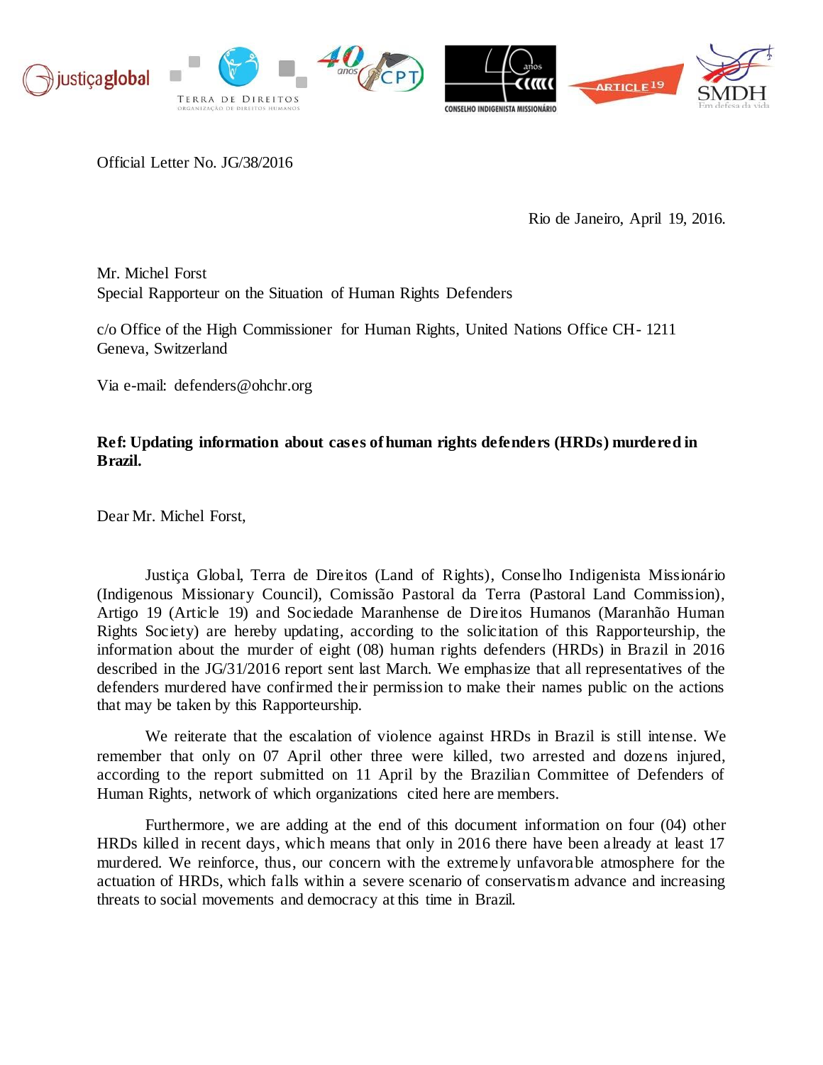Official Letter No. JG/38/2016

Rio de Janeiro, April 19, 2016.

Mr. Michel Forst
Special Rapporteur on the Situation of Human Rights Defenders

c/o Office of the High Commissioner for Human Rights, United Nations Office CH- 1211 Geneva, Switzerland

Via e-mail: defenders@ohchr.org

**Ref: Updating information about cases of human rights defenders (HRDs) murdered in Brazil.**

Dear Mr. Michel Forst,

Justiça Global, Terra de Direitos (Land of Rights), Conselho Indigenista Missionário (Indigenous Missionary Council), Comissão Pastoral da Terra (Pastoral Land Commission), Artigo 19 (Article 19) and Sociedade Maranhense de Direitos Humanos (Maranhão Human Rights Society) are hereby updating, according to the solicitation of this Rapporteurship, the information about the murder of eight (08) human rights defenders (HRDs) in Brazil in 2016 described in the JG/31/2016 report sent last March. We emphasize that all representatives of the defenders murdered have confirmed their permission to make their names public on the actions that may be taken by this Rapporteurship.

We reiterate that the escalation of violence against HRDs in Brazil is still intense. We remember that only on 07 April other three were killed, two arrested and dozens injured, according to the report submitted on 11 April by the Brazilian Committee of Defenders of Human Rights, network of which organizations cited here are members.

Furthermore, we are adding at the end of this document information on four (04) other HRDs killed in recent days, which means that only in 2016 there have been already at least 17 murdered. We reinforce, thus, our concern with the extremely unfavorable atmosphere for the actuation of HRDs, which falls within a severe scenario of conservatism advance and increasing threats to social movements and democracy at this time in Brazil.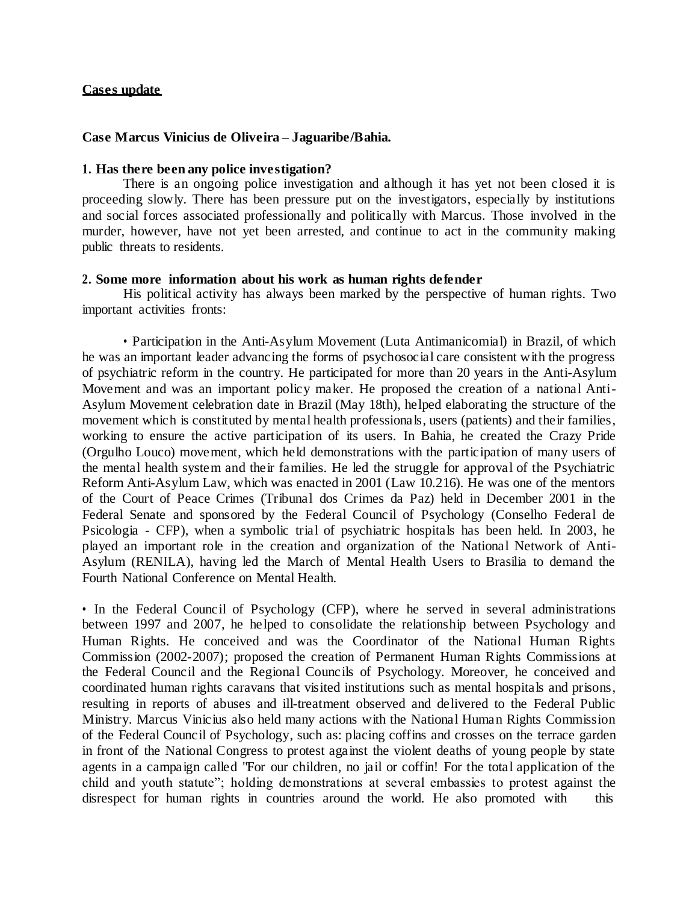**Cases update**

**Case Marcus Vinicius de Oliveira – Jaguaribe/Bahia.**

**1. Has there been any police investigation?**

There is an ongoing police investigation and although it has yet not been closed it is proceeding slowly. There has been pressure put on the investigators, especially by institutions and social forces associated professionally and politically with Marcus. Those involved in the murder, however, have not yet been arrested, and continue to act in the community making public threats to residents.

**2. Some more information about his work as human rights defender**

His political activity has always been marked by the perspective of human rights. Two important activities fronts:

• Participation in the Anti-Asylum Movement (Luta Antimanicomial) in Brazil, of which he was an important leader advancing the forms of psychosocial care consistent with the progress of psychiatric reform in the country. He participated for more than 20 years in the Anti-Asylum Movement and was an important policy maker. He proposed the creation of a national Anti-Asylum Movement celebration date in Brazil (May 18th), helped elaborating the structure of the movement which is constituted by mental health professionals, users (patients) and their families, working to ensure the active participation of its users. In Bahia, he created the Crazy Pride (Orgulho Louco) movement, which held demonstrations with the participation of many users of the mental health system and their families. He led the struggle for approval of the Psychiatric Reform Anti-Asylum Law, which was enacted in 2001 (Law 10.216). He was one of the mentors of the Court of Peace Crimes (Tribunal dos Crimes da Paz) held in December 2001 in the Federal Senate and sponsored by the Federal Council of Psychology (Conselho Federal de Psicologia - CFP), when a symbolic trial of psychiatric hospitals has been held. In 2003, he played an important role in the creation and organization of the National Network of Anti-Asylum (RENILA), having led the March of Mental Health Users to Brasilia to demand the Fourth National Conference on Mental Health.

• In the Federal Council of Psychology (CFP), where he served in several administrations between 1997 and 2007, he helped to consolidate the relationship between Psychology and Human Rights. He conceived and was the Coordinator of the National Human Rights Commission (2002-2007); proposed the creation of Permanent Human Rights Commissions at the Federal Council and the Regional Councils of Psychology. Moreover, he conceived and coordinated human rights caravans that visited institutions such as mental hospitals and prisons, resulting in reports of abuses and ill-treatment observed and delivered to the Federal Public Ministry. Marcus Vinicius also held many actions with the National Human Rights Commission of the Federal Council of Psychology, such as: placing coffins and crosses on the terrace garden in front of the National Congress to protest against the violent deaths of young people by state agents in a campaign called "For our children, no jail or coffin! For the total application of the child and youth statute"; holding demonstrations at several embassies to protest against the disrespect for human rights in countries around the world. He also promoted with this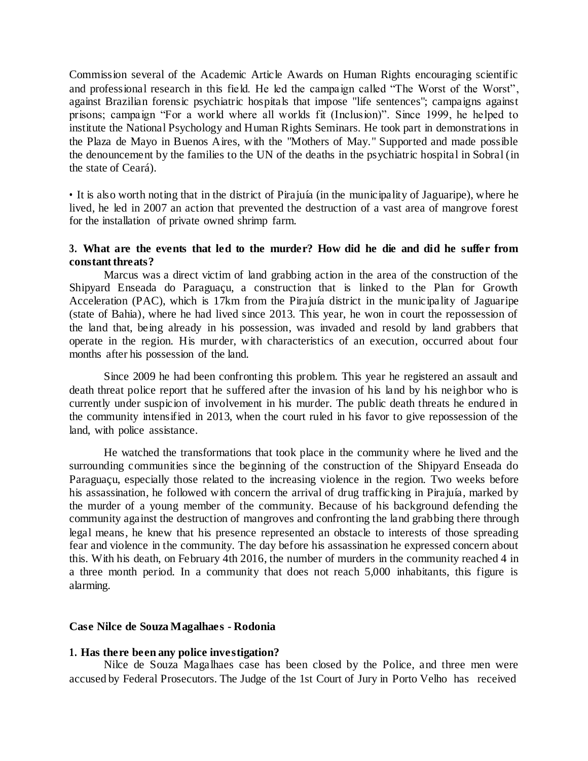Commission several of the Academic Article Awards on Human Rights encouraging scientific and professional research in this field. He led the campaign called "The Worst of the Worst", against Brazilian forensic psychiatric hospitals that impose "life sentences"; campaigns against prisons; campaign "For a world where all worlds fit (Inclusion)". Since 1999, he helped to institute the National Psychology and Human Rights Seminars. He took part in demonstrations in the Plaza de Mayo in Buenos Aires, with the "Mothers of May." Supported and made possible the denouncement by the families to the UN of the deaths in the psychiatric hospital in Sobral (in the state of Ceará).

• It is also worth noting that in the district of Pirajuía (in the municipality of Jaguaripe), where he lived, he led in 2007 an action that prevented the destruction of a vast area of mangrove forest for the installation of private owned shrimp farm.

**3. What are the events that led to the murder? How did he die and did he suffer from constant threats?**

Marcus was a direct victim of land grabbing action in the area of the construction of the Shipyard Enseada do Paraguaçu, a construction that is linked to the Plan for Growth Acceleration (PAC), which is 17km from the Pirajuía district in the municipality of Jaguaripe (state of Bahia), where he had lived since 2013. This year, he won in court the repossession of the land that, being already in his possession, was invaded and resold by land grabbers that operate in the region. His murder, with characteristics of an execution, occurred about four months after his possession of the land.

Since 2009 he had been confronting this problem. This year he registered an assault and death threat police report that he suffered after the invasion of his land by his neighbor who is currently under suspicion of involvement in his murder. The public death threats he endured in the community intensified in 2013, when the court ruled in his favor to give repossession of the land, with police assistance.

He watched the transformations that took place in the community where he lived and the surrounding communities since the beginning of the construction of the Shipyard Enseada do Paraguaçu, especially those related to the increasing violence in the region. Two weeks before his assassination, he followed with concern the arrival of drug trafficking in Pirajuía, marked by the murder of a young member of the community. Because of his background defending the community against the destruction of mangroves and confronting the land grabbing there through legal means, he knew that his presence represented an obstacle to interests of those spreading fear and violence in the community. The day before his assassination he expressed concern about this. With his death, on February 4th 2016, the number of murders in the community reached 4 in a three month period. In a community that does not reach 5,000 inhabitants, this figure is alarming.

**Case Nilce de Souza Magalhaes - Rodonia**

**1. Has there been any police investigation?**

Nilce de Souza Magalhaes case has been closed by the Police, and three men were accused by Federal Prosecutors. The Judge of the 1st Court of Jury in Porto Velho has received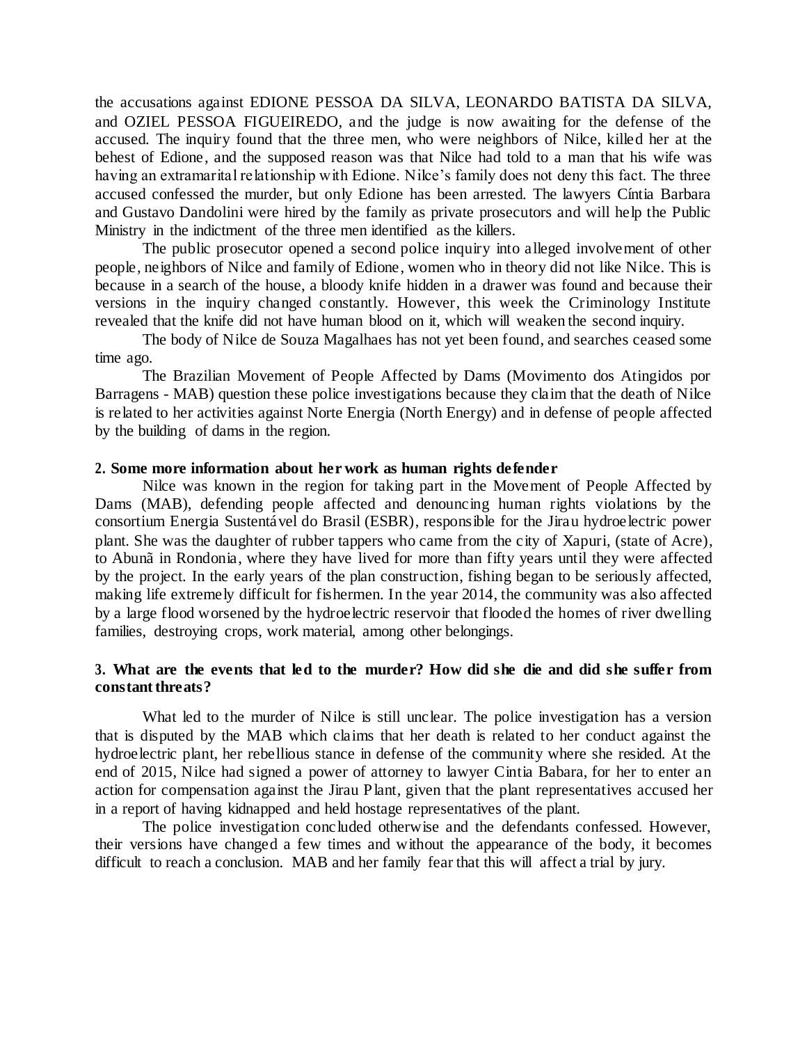the accusations against EDIONE PESSOA DA SILVA, LEONARDO BATISTA DA SILVA, and OZIEL PESSOA FIGUEIREDO, and the judge is now awaiting for the defense of the accused. The inquiry found that the three men, who were neighbors of Nilce, killed her at the behest of Edione, and the supposed reason was that Nilce had told to a man that his wife was having an extramarital relationship with Edione. Nilce's family does not deny this fact. The three accused confessed the murder, but only Edione has been arrested. The lawyers Cíntia Barbara and Gustavo Dandolini were hired by the family as private prosecutors and will help the Public Ministry in the indictment of the three men identified as the killers.

The public prosecutor opened a second police inquiry into alleged involvement of other people, neighbors of Nilce and family of Edione, women who in theory did not like Nilce. This is because in a search of the house, a bloody knife hidden in a drawer was found and because their versions in the inquiry changed constantly. However, this week the Criminology Institute revealed that the knife did not have human blood on it, which will weaken the second inquiry.

The body of Nilce de Souza Magalhaes has not yet been found, and searches ceased some time ago.

The Brazilian Movement of People Affected by Dams (Movimento dos Atingidos por Barragens - MAB) question these police investigations because they claim that the death of Nilce is related to her activities against Norte Energia (North Energy) and in defense of people affected by the building of dams in the region.

**2. Some more information about her work as human rights defender**

Nilce was known in the region for taking part in the Movement of People Affected by Dams (MAB), defending people affected and denouncing human rights violations by the consortium Energia Sustentável do Brasil (ESBR), responsible for the Jirau hydroelectric power plant. She was the daughter of rubber tappers who came from the city of Xapuri, (state of Acre), to Abunã in Rondonia, where they have lived for more than fifty years until they were affected by the project. In the early years of the plan construction, fishing began to be seriously affected, making life extremely difficult for fishermen. In the year 2014, the community was also affected by a large flood worsened by the hydroelectric reservoir that flooded the homes of river dwelling families, destroying crops, work material, among other belongings.

**3. What are the events that led to the murder? How did she die and did she suffer from constant threats?**

What led to the murder of Nilce is still unclear. The police investigation has a version that is disputed by the MAB which claims that her death is related to her conduct against the hydroelectric plant, her rebellious stance in defense of the community where she resided. At the end of 2015, Nilce had signed a power of attorney to lawyer Cintia Babara, for her to enter an action for compensation against the Jirau Plant, given that the plant representatives accused her in a report of having kidnapped and held hostage representatives of the plant.

The police investigation concluded otherwise and the defendants confessed. However, their versions have changed a few times and without the appearance of the body, it becomes difficult to reach a conclusion. MAB and her family fear that this will affect a trial by jury.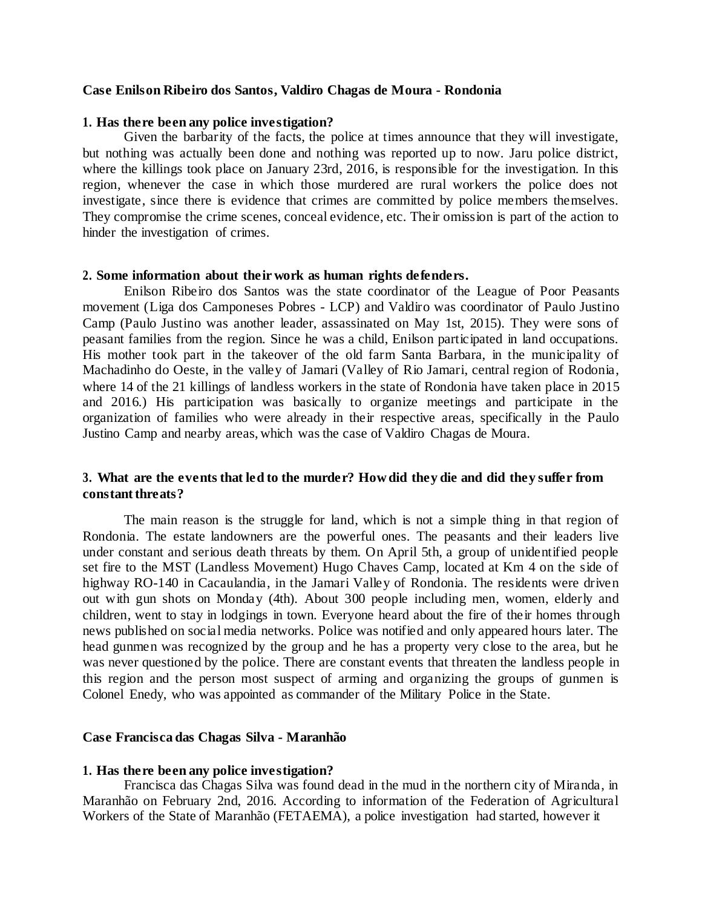**Case Enilson Ribeiro dos Santos, Valdiro Chagas de Moura - Rondonia**

**1. Has there been any police investigation?**

Given the barbarity of the facts, the police at times announce that they will investigate, but nothing was actually been done and nothing was reported up to now. Jaru police district, where the killings took place on January 23rd, 2016, is responsible for the investigation. In this region, whenever the case in which those murdered are rural workers the police does not investigate, since there is evidence that crimes are committed by police members themselves. They compromise the crime scenes, conceal evidence, etc. Their omission is part of the action to hinder the investigation of crimes.

**2. Some information about their work as human rights defenders.**

Enilson Ribeiro dos Santos was the state coordinator of the League of Poor Peasants movement (Liga dos Camponeses Pobres - LCP) and Valdiro was coordinator of Paulo Justino Camp (Paulo Justino was another leader, assassinated on May 1st, 2015). They were sons of peasant families from the region. Since he was a child, Enilson participated in land occupations. His mother took part in the takeover of the old farm Santa Barbara, in the municipality of Machadinho do Oeste, in the valley of Jamari (Valley of Rio Jamari, central region of Rodonia, where 14 of the 21 killings of landless workers in the state of Rondonia have taken place in 2015 and 2016.) His participation was basically to organize meetings and participate in the organization of families who were already in their respective areas, specifically in the Paulo Justino Camp and nearby areas, which was the case of Valdiro Chagas de Moura.

**3. What are the events that led to the murder? How did they die and did they suffer from constant threats?**

The main reason is the struggle for land, which is not a simple thing in that region of Rondonia. The estate landowners are the powerful ones. The peasants and their leaders live under constant and serious death threats by them. On April 5th, a group of unidentified people set fire to the MST (Landless Movement) Hugo Chaves Camp, located at Km 4 on the side of highway RO-140 in Cacaulandia, in the Jamari Valley of Rondonia. The residents were driven out with gun shots on Monday (4th). About 300 people including men, women, elderly and children, went to stay in lodgings in town. Everyone heard about the fire of their homes through news published on social media networks. Police was notified and only appeared hours later. The head gunmen was recognized by the group and he has a property very close to the area, but he was never questioned by the police. There are constant events that threaten the landless people in this region and the person most suspect of arming and organizing the groups of gunmen is Colonel Enedy, who was appointed as commander of the Military Police in the State.

**Case Francisca das Chagas Silva - Maranhão**

**1. Has there been any police investigation?**

Francisca das Chagas Silva was found dead in the mud in the northern city of Miranda, in Maranhão on February 2nd, 2016. According to information of the Federation of Agricultural Workers of the State of Maranhão (FETAEMA), a police investigation had started, however it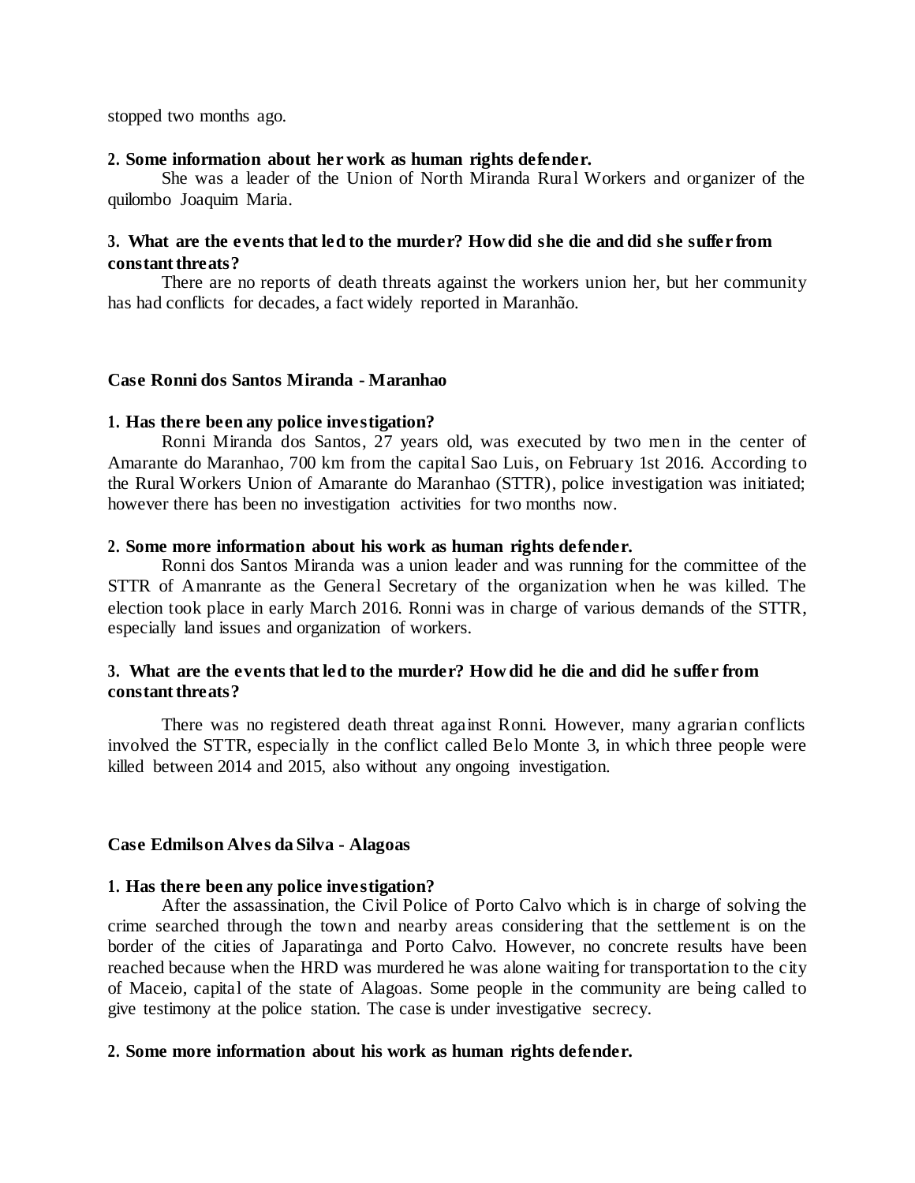stopped two months ago.

**2. Some information about her work as human rights defender.**

She was a leader of the Union of North Miranda Rural Workers and organizer of the quilombo Joaquim Maria.

**3. What are the events that led to the murder? How did she die and did she suffer from constant threats?**

There are no reports of death threats against the workers union her, but her community has had conflicts for decades, a fact widely reported in Maranhão.

**Case Ronni dos Santos Miranda - Maranhao**

**1. Has there been any police investigation?**

Ronni Miranda dos Santos, 27 years old, was executed by two men in the center of Amarante do Maranhao, 700 km from the capital Sao Luis, on February 1st 2016. According to the Rural Workers Union of Amarante do Maranhao (STTR), police investigation was initiated; however there has been no investigation activities for two months now.

**2. Some more information about his work as human rights defender.**

Ronni dos Santos Miranda was a union leader and was running for the committee of the STTR of Amanrante as the General Secretary of the organization when he was killed. The election took place in early March 2016. Ronni was in charge of various demands of the STTR, especially land issues and organization of workers.

**3. What are the events that led to the murder? How did he die and did he suffer from constant threats?**

There was no registered death threat against Ronni. However, many agrarian conflicts involved the STTR, especially in the conflict called Belo Monte 3, in which three people were killed between 2014 and 2015, also without any ongoing investigation.

**Case Edmilson Alves da Silva - Alagoas**

**1. Has there been any police investigation?**

After the assassination, the Civil Police of Porto Calvo which is in charge of solving the crime searched through the town and nearby areas considering that the settlement is on the border of the cities of Japaratinga and Porto Calvo. However, no concrete results have been reached because when the HRD was murdered he was alone waiting for transportation to the city of Maceio, capital of the state of Alagoas. Some people in the community are being called to give testimony at the police station. The case is under investigative secrecy.

**2. Some more information about his work as human rights defender.**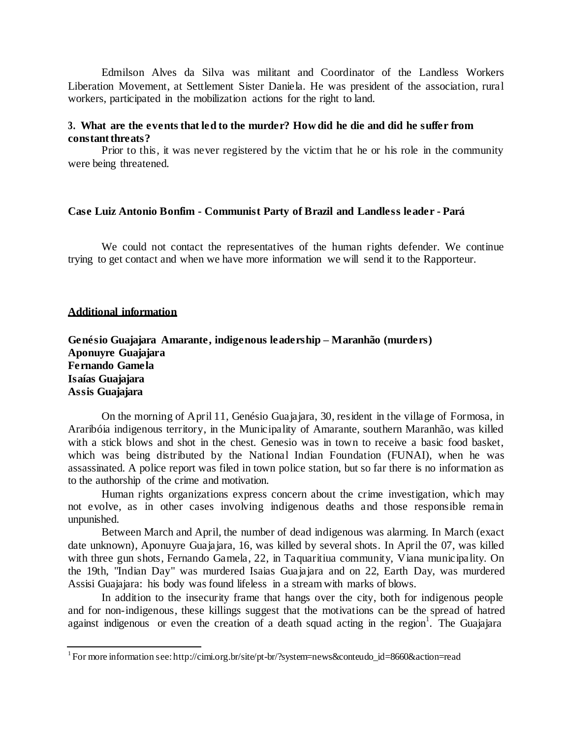Edmilson Alves da Silva was militant and Coordinator of the Landless Workers Liberation Movement, at Settlement Sister Daniela. He was president of the association, rural workers, participated in the mobilization actions for the right to land.

**3. What are the events that led to the murder? How did he die and did he suffer from constant threats?**

Prior to this, it was never registered by the victim that he or his role in the community were being threatened.

**Case Luiz Antonio Bonfim - Communist Party of Brazil and Landless leader - Pará**

We could not contact the representatives of the human rights defender. We continue trying to get contact and when we have more information we will send it to the Rapporteur.

**Additional information**

**Genésio Guajajara Amarante, indigenous leadership – Maranhão (murders)**
**Aponuyre Guajajara**
**Fernando Gamela**
**Isaías Guajajara**
**Assis Guajajara**

On the morning of April 11, Genésio Guajajara, 30, resident in the village of Formosa, in Araribóia indigenous territory, in the Municipality of Amarante, southern Maranhão, was killed with a stick blows and shot in the chest. Genesio was in town to receive a basic food basket, which was being distributed by the National Indian Foundation (FUNAI), when he was assassinated. A police report was filed in town police station, but so far there is no information as to the authorship of the crime and motivation.

Human rights organizations express concern about the crime investigation, which may not evolve, as in other cases involving indigenous deaths and those responsible remain unpunished.

Between March and April, the number of dead indigenous was alarming. In March (exact date unknown), Aponuyre Guajajara, 16, was killed by several shots. In April the 07, was killed with three gun shots, Fernando Gamela, 22, in Taquaritiua community, Viana municipality. On the 19th, "Indian Day" was murdered Isaias Guajajara and on 22, Earth Day, was murdered Assisi Guajajara: his body was found lifeless in a stream with marks of blows.

In addition to the insecurity frame that hangs over the city, both for indigenous people and for non-indigenous, these killings suggest that the motivations can be the spread of hatred against indigenous or even the creation of a death squad acting in the region[1]. The Guajajara

[1] For more information see: http://cimi.org.br/site/pt-br/?system=news&conteudo_id=8660&action=read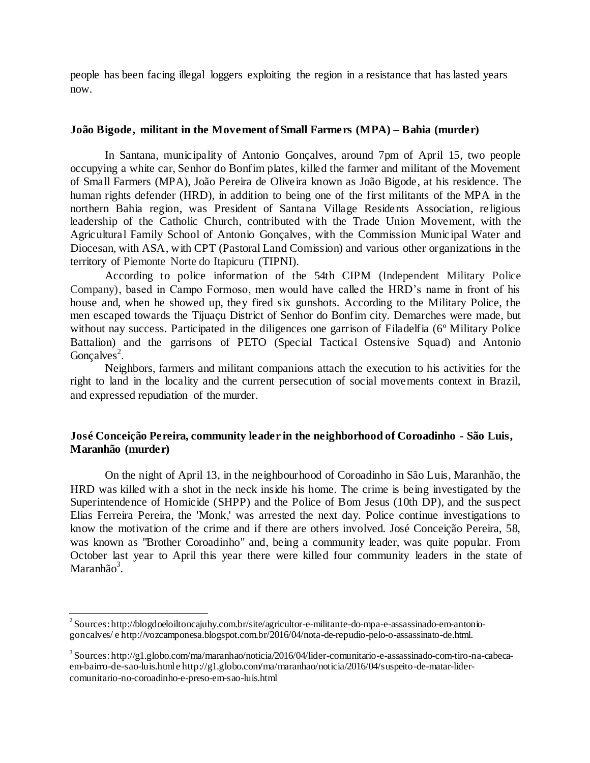people has been facing illegal loggers exploiting the region in a resistance that has lasted years now.

### João Bigode, militant in the Movement of Small Farmers (MPA) – Bahia (murder)

In Santana, municipality of Antonio Gonçalves, around 7pm of April 15, two people occupying a white car, Senhor do Bonfim plates, killed the farmer and militant of the Movement of Small Farmers (MPA), João Pereira de Oliveira known as João Bigode, at his residence. The human rights defender (HRD), in addition to being one of the first militants of the MPA in the northern Bahia region, was President of Santana Village Residents Association, religious leadership of the Catholic Church, contributed with the Trade Union Movement, with the Agricultural Family School of Antonio Gonçalves, with the Commission Municipal Water and Diocesan, with ASA, with CPT (Pastoral Land Comission) and various other organizations in the territory of Piemonte Norte do Itapicuru (TIPNI).

According to police information of the 54th CIPM (Independent Military Police Company), based in Campo Formoso, men would have called the HRD's name in front of his house and, when he showed up, they fired six gunshots. According to the Military Police, the men escaped towards the Tijuaçu District of Senhor do Bonfim city. Demarches were made, but without nay success. Participated in the diligences one garrison of Filadelfia (6º Military Police Battalion) and the garrisons of PETO (Special Tactical Ostensive Squad) and Antonio Gonçalves[2].

Neighbors, farmers and militant companions attach the execution to his activities for the right to land in the locality and the current persecution of social movements context in Brazil, and expressed repudiation of the murder.

### José Conceição Pereira, community leader in the neighborhood of Coroadinho - São Luis, Maranhão (murder)

On the night of April 13, in the neighbourhood of Coroadinho in São Luis, Maranhão, the HRD was killed with a shot in the neck inside his home. The crime is being investigated by the Superintendence of Homicide (SHPP) and the Police of Bom Jesus (10th DP), and the suspect Elias Ferreira Pereira, the 'Monk,' was arrested the next day. Police continue investigations to know the motivation of the crime and if there are others involved. José Conceição Pereira, 58, was known as "Brother Coroadinho" and, being a community leader, was quite popular. From October last year to April this year there were killed four community leaders in the state of Maranhão[3].

---

[2] Sources: http://blogdoeloiltoncajuhy.com.br/site/agricultor-e-militante-do-mpa-e-assassinado-em-antonio-goncalves/ e http://vozcamponesa.blogspot.com.br/2016/04/nota-de-repudio-pelo-o-assassinato-de.html.

[3] Sources: http://g1.globo.com/ma/maranhao/noticia/2016/04/lider-comunitario-e-assassinado-com-tiro-na-cabeca-em-bairro-de-sao-luis.html e http://g1.globo.com/ma/maranhao/noticia/2016/04/suspeito-de-matar-lider-comunitario-no-coroadinho-e-preso-em-sao-luis.html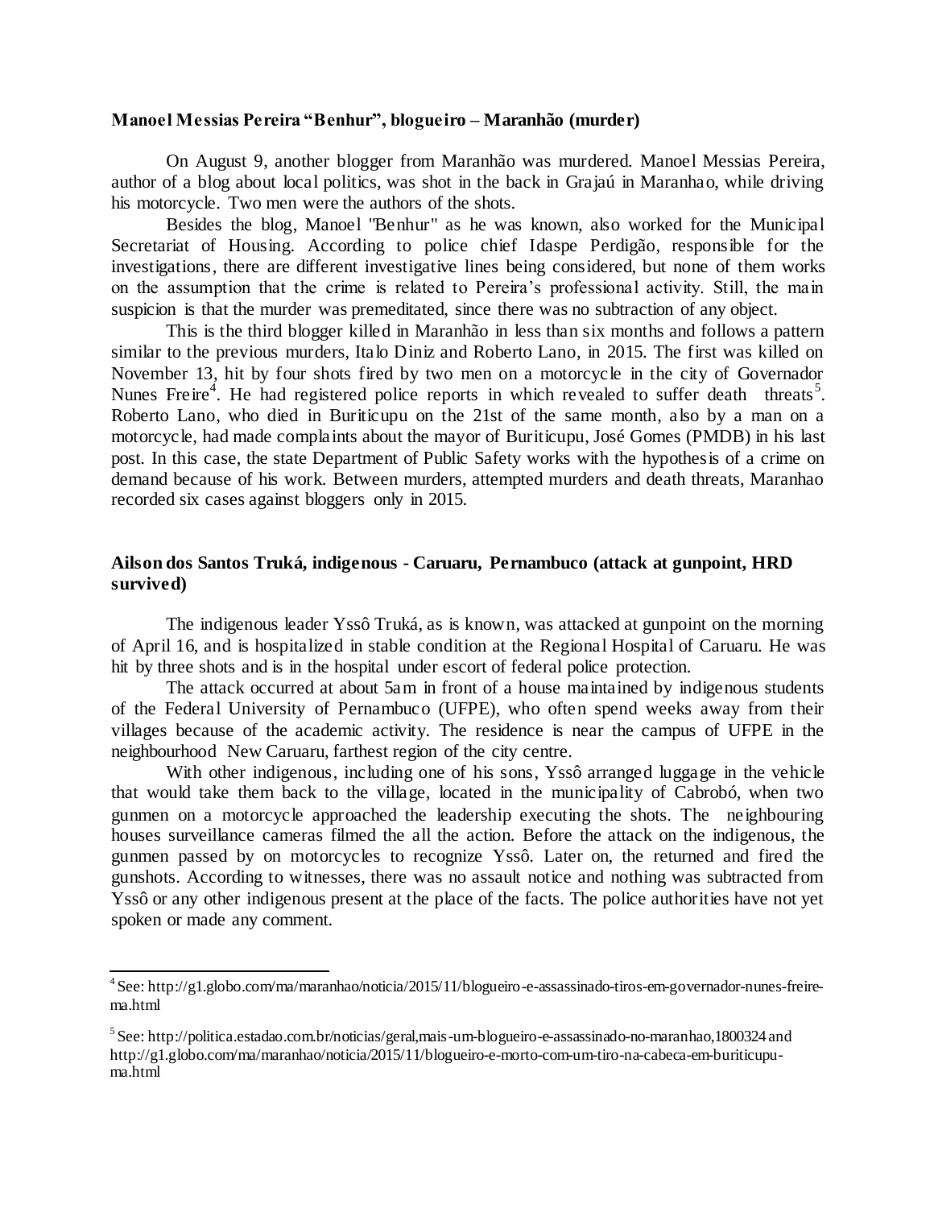**Manoel Messias Pereira "Benhur", blogueiro – Maranhão (murder)**

On August 9, another blogger from Maranhão was murdered. Manoel Messias Pereira, author of a blog about local politics, was shot in the back in Grajaú in Maranhao, while driving his motorcycle. Two men were the authors of the shots.

Besides the blog, Manoel "Benhur" as he was known, also worked for the Municipal Secretariat of Housing. According to police chief Idaspe Perdigão, responsible for the investigations, there are different investigative lines being considered, but none of them works on the assumption that the crime is related to Pereira's professional activity. Still, the main suspicion is that the murder was premeditated, since there was no subtraction of any object.

This is the third blogger killed in Maranhão in less than six months and follows a pattern similar to the previous murders, Italo Diniz and Roberto Lano, in 2015. The first was killed on November 13, hit by four shots fired by two men on a motorcycle in the city of Governador Nunes Freire[4]. He had registered police reports in which revealed to suffer death threats[5]. Roberto Lano, who died in Buriticupu on the 21st of the same month, also by a man on a motorcycle, had made complaints about the mayor of Buriticupu, José Gomes (PMDB) in his last post. In this case, the state Department of Public Safety works with the hypothesis of a crime on demand because of his work. Between murders, attempted murders and death threats, Maranhao recorded six cases against bloggers only in 2015.

**Ailson dos Santos Truká, indigenous - Caruaru, Pernambuco (attack at gunpoint, HRD survived)**

The indigenous leader Yssô Truká, as is known, was attacked at gunpoint on the morning of April 16, and is hospitalized in stable condition at the Regional Hospital of Caruaru. He was hit by three shots and is in the hospital under escort of federal police protection.

The attack occurred at about 5am in front of a house maintained by indigenous students of the Federal University of Pernambuco (UFPE), who often spend weeks away from their villages because of the academic activity. The residence is near the campus of UFPE in the neighbourhood New Caruaru, farthest region of the city centre.

With other indigenous, including one of his sons, Yssô arranged luggage in the vehicle that would take them back to the village, located in the municipality of Cabrobó, when two gunmen on a motorcycle approached the leadership executing the shots. The neighbouring houses surveillance cameras filmed the all the action. Before the attack on the indigenous, the gunmen passed by on motorcycles to recognize Yssô. Later on, the returned and fired the gunshots. According to witnesses, there was no assault notice and nothing was subtracted from Yssô or any other indigenous present at the place of the facts. The police authorities have not yet spoken or made any comment.

---

[4] See: http://g1.globo.com/ma/maranhao/noticia/2015/11/blogueiro-e-assassinado-tiros-em-governador-nunes-freire-ma.html

[5] See: http://politica.estadao.com.br/noticias/geral,mais-um-blogueiro-e-assassinado-no-maranhao,1800324 and http://g1.globo.com/ma/maranhao/noticia/2015/11/blogueiro-e-morto-com-um-tiro-na-cabeca-em-buriticupu-ma.html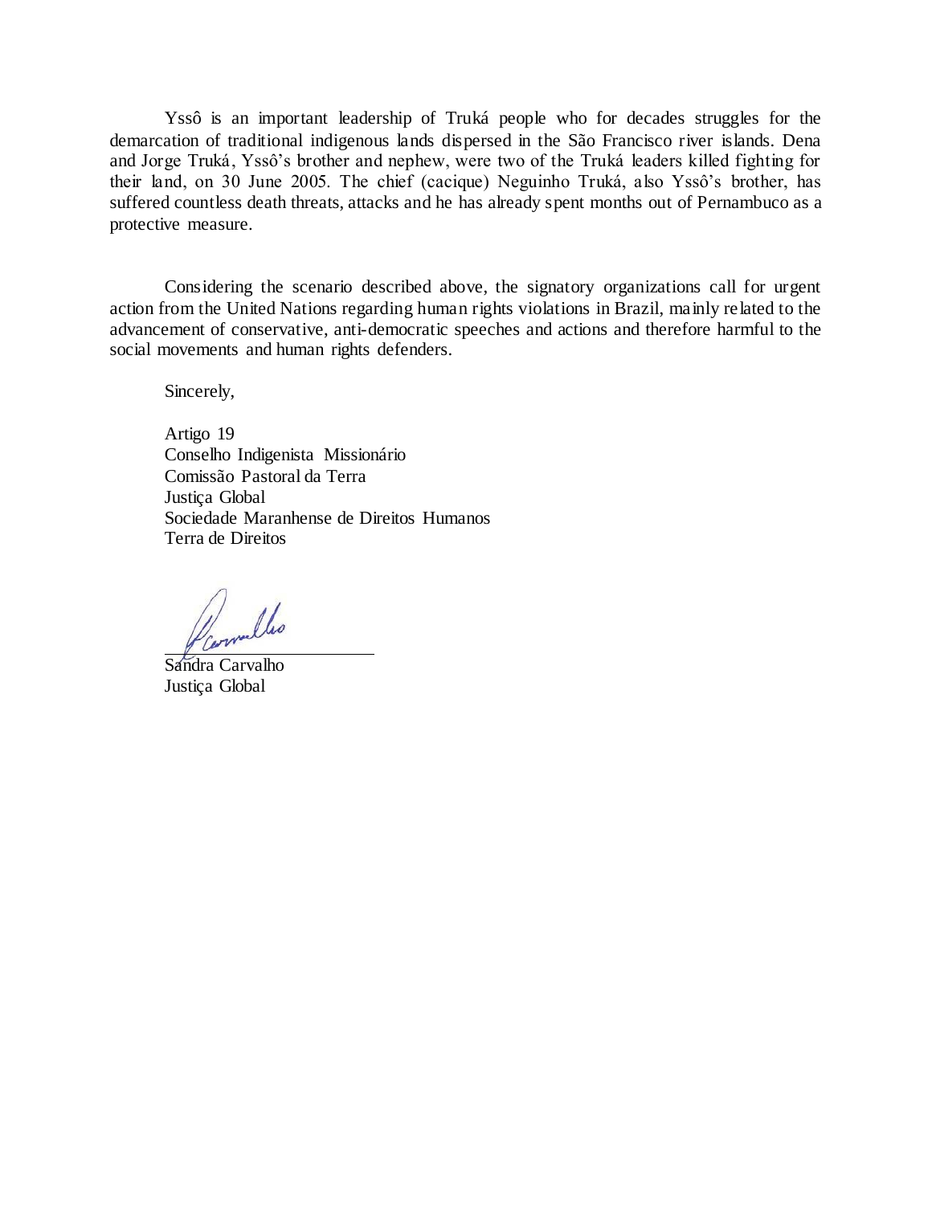Yssô is an important leadership of Truká people who for decades struggles for the demarcation of traditional indigenous lands dispersed in the São Francisco river islands. Dena and Jorge Truká, Yssô's brother and nephew, were two of the Truká leaders killed fighting for their land, on 30 June 2005. The chief (cacique) Neguinho Truká, also Yssô's brother, has suffered countless death threats, attacks and he has already spent months out of Pernambuco as a protective measure.

Considering the scenario described above, the signatory organizations call for urgent action from the United Nations regarding human rights violations in Brazil, mainly related to the advancement of conservative, anti-democratic speeches and actions and therefore harmful to the social movements and human rights defenders.

Sincerely,

Artigo 19
Conselho Indigenista Missionário
Comissão Pastoral da Terra
Justiça Global
Sociedade Maranhense de Direitos Humanos
Terra de Direitos

Sandra Carvalho
Justiça Global